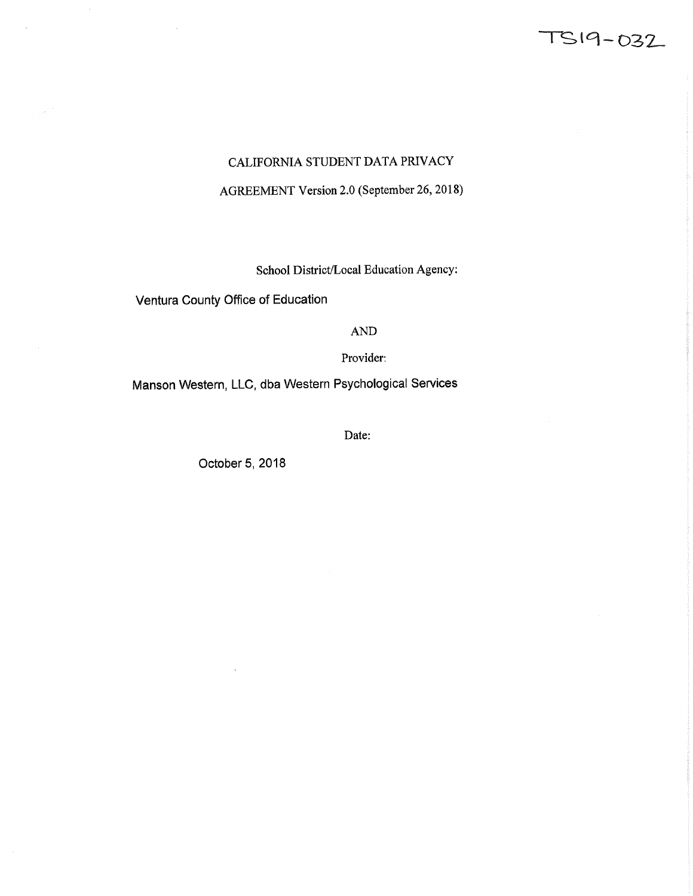TS19-032

# CALIFORNIA STUDENT DATA PRIVACY AGREEMENT Version 2.0 (September 26, 2018)

School District/Local Education Agency:

Ventura County Office of Education

AND

Provider:

Manson Western, LLC, dba Western Psychological Services

Date:

October 5, 2018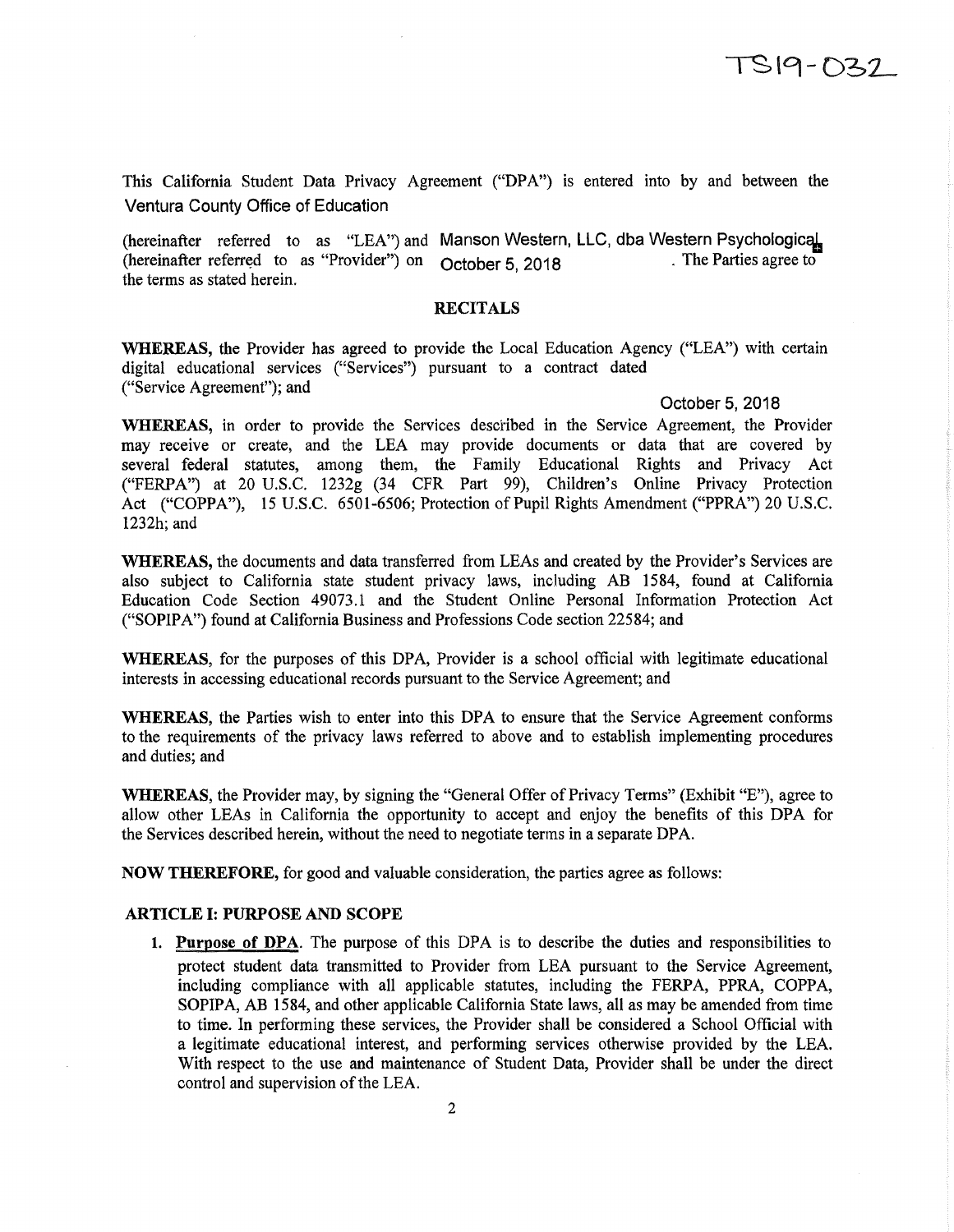TS19-032

This California Student Data Privacy Agreement ("DPA") is entered into by and between the Ventura County Office of Education

(hereinafter referred to as "LEA") and Manson Western, LLC, dba Western Psychological (hereinafter referred to as "Provider") on October 5, 2018. The Parties agree to the terms as stated herein.

## RECITALS

**WHEREAS,** the Provider has agreed to provide the Local Education Agency ("LEA") with certain digital educational services ("Services") pursuant to a contract dated October 5, 2018 ("Service Agreement"); and

**WHEREAS,** in order to provide the Services described in the Service Agreement, the Provider may receive or create, and the LEA may provide documents or data that are covered by several federal statutes, among them, the Family Educational Rights and Privacy Act ("FERPA") at 20 U.S.C. 1232g (34 CFR Part 99), Children's Online Privacy Protection Act ("COPPA"), 15 U.S.C. 6501-6506; Protection of Pupil Rights Amendment ("PPRA") 20 U.S.C. 1232h; and

**WHEREAS,** the documents and data transferred from LEAs and created by the Provider's Services are also subject to California state student privacy laws, including AB 1584, found at California Education Code Section 49073.1 and the Student Online Personal Information Protection Act ("SOPIPA") found at California Business and Professions Code section 22584; and

**WHEREAS,** for the purposes of this DPA, Provider is a school official with legitimate educational interests in accessing educational records pursuant to the Service Agreement; and

**WHEREAS,** the Parties wish to enter into this DPA to ensure that the Service Agreement conforms to the requirements of the privacy laws referred to above and to establish implementing procedures and duties; and

**WHEREAS,** the Provider may, by signing the "General Offer of Privacy Terms" (Exhibit "E"), agree to allow other LEAs in California the opportunity to accept and enjoy the benefits of this DPA for the Services described herein, without the need to negotiate terms in a separate DPA.

**NOW THEREFORE,** for good and valuable consideration, the parties agree as follows:

### ARTICLE I: PURPOSE AND SCOPE

1. **Purpose of DPA**. The purpose of this DPA is to describe the duties and responsibilities to protect student data transmitted to Provider from LEA pursuant to the Service Agreement, including compliance with all applicable statutes, including the FERPA, PPRA, COPPA, SOPIPA, AB 1584, and other applicable California State laws, all as may be amended from time to time. In performing these services, the Provider shall be considered a School Official with a legitimate educational interest, and performing services otherwise provided by the LEA. With respect to the use and maintenance of Student Data, Provider shall be under the direct control and supervision of the LEA.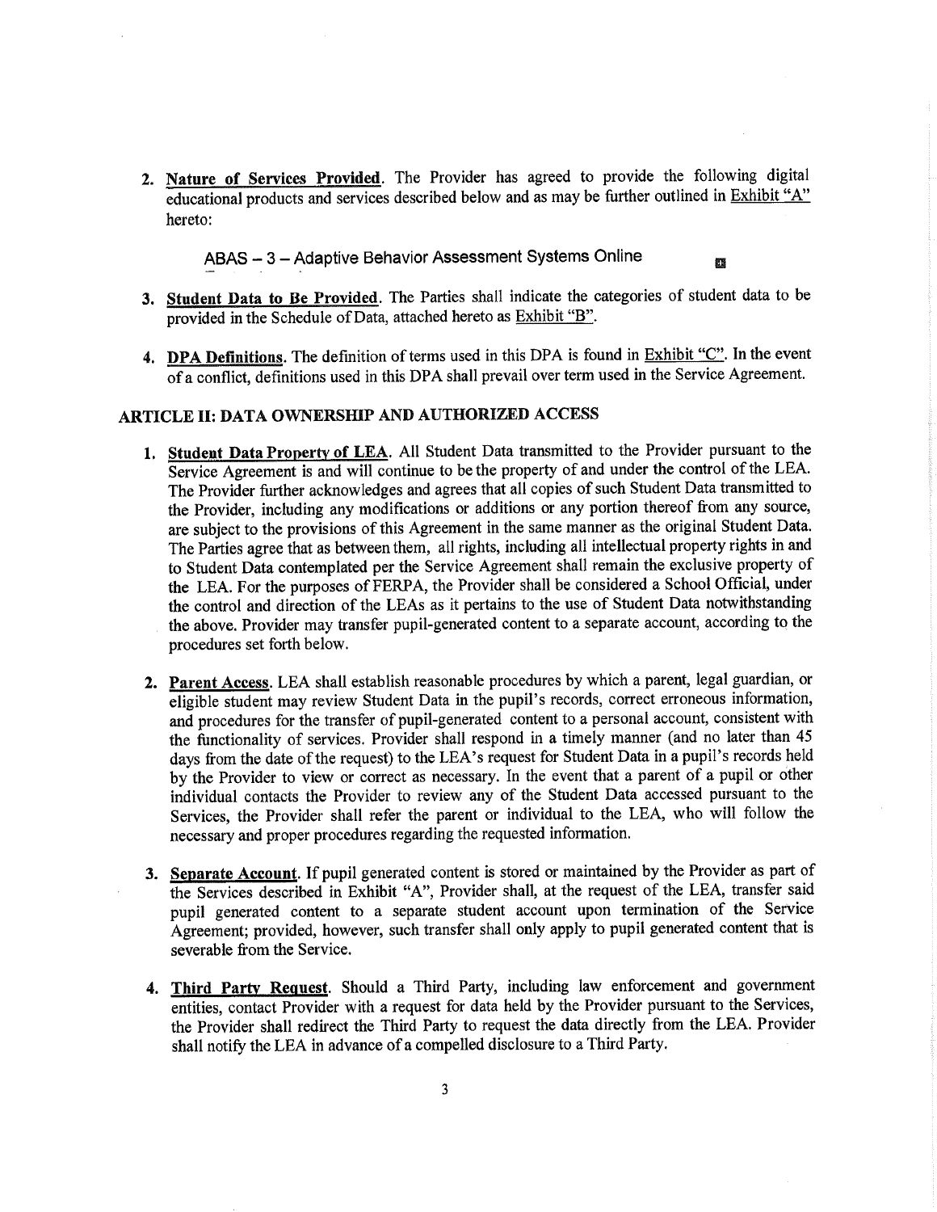2. **Nature of Services Provided**. The Provider has agreed to provide the following digital educational products and services described below and as may be further outlined in Exhibit "A" hereto:

   ABAS – 3 – Adaptive Behavior Assessment Systems Online

3. **Student Data to Be Provided**. The Parties shall indicate the categories of student data to be provided in the Schedule of Data, attached hereto as Exhibit "B".

4. **DPA Definitions**. The definition of terms used in this DPA is found in Exhibit "C". In the event of a conflict, definitions used in this DPA shall prevail over term used in the Service Agreement.

## ARTICLE II: DATA OWNERSHIP AND AUTHORIZED ACCESS

1. **Student Data Property of LEA**. All Student Data transmitted to the Provider pursuant to the Service Agreement is and will continue to be the property of and under the control of the LEA. The Provider further acknowledges and agrees that all copies of such Student Data transmitted to the Provider, including any modifications or additions or any portion thereof from any source, are subject to the provisions of this Agreement in the same manner as the original Student Data. The Parties agree that as between them, all rights, including all intellectual property rights in and to Student Data contemplated per the Service Agreement shall remain the exclusive property of the LEA. For the purposes of FERPA, the Provider shall be considered a School Official, under the control and direction of the LEAs as it pertains to the use of Student Data notwithstanding the above. Provider may transfer pupil-generated content to a separate account, according to the procedures set forth below.

2. **Parent Access**. LEA shall establish reasonable procedures by which a parent, legal guardian, or eligible student may review Student Data in the pupil's records, correct erroneous information, and procedures for the transfer of pupil-generated content to a personal account, consistent with the functionality of services. Provider shall respond in a timely manner (and no later than 45 days from the date of the request) to the LEA's request for Student Data in a pupil's records held by the Provider to view or correct as necessary. In the event that a parent of a pupil or other individual contacts the Provider to review any of the Student Data accessed pursuant to the Services, the Provider shall refer the parent or individual to the LEA, who will follow the necessary and proper procedures regarding the requested information.

3. **Separate Account**. If pupil generated content is stored or maintained by the Provider as part of the Services described in Exhibit "A", Provider shall, at the request of the LEA, transfer said pupil generated content to a separate student account upon termination of the Service Agreement; provided, however, such transfer shall only apply to pupil generated content that is severable from the Service.

4. **Third Party Request**. Should a Third Party, including law enforcement and government entities, contact Provider with a request for data held by the Provider pursuant to the Services, the Provider shall redirect the Third Party to request the data directly from the LEA. Provider shall notify the LEA in advance of a compelled disclosure to a Third Party.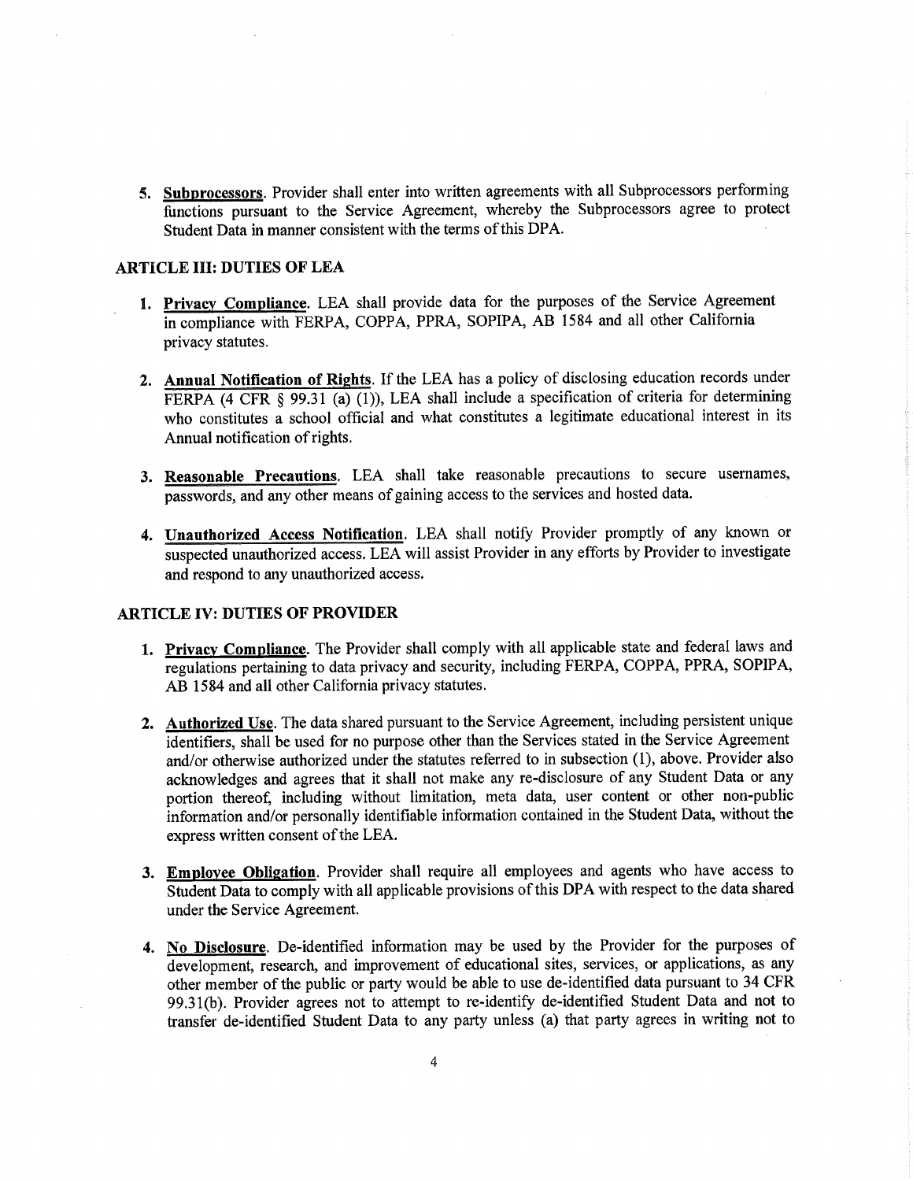5. **Subprocessors**. Provider shall enter into written agreements with all Subprocessors performing functions pursuant to the Service Agreement, whereby the Subprocessors agree to protect Student Data in manner consistent with the terms of this DPA.

## ARTICLE III: DUTIES OF LEA

1. **Privacy Compliance**. LEA shall provide data for the purposes of the Service Agreement in compliance with FERPA, COPPA, PPRA, SOPIPA, AB 1584 and all other California privacy statutes.

2. **Annual Notification of Rights**. If the LEA has a policy of disclosing education records under FERPA (4 CFR § 99.31 (a) (1)), LEA shall include a specification of criteria for determining who constitutes a school official and what constitutes a legitimate educational interest in its Annual notification of rights.

3. **Reasonable Precautions**. LEA shall take reasonable precautions to secure usernames, passwords, and any other means of gaining access to the services and hosted data.

4. **Unauthorized Access Notification**. LEA shall notify Provider promptly of any known or suspected unauthorized access. LEA will assist Provider in any efforts by Provider to investigate and respond to any unauthorized access.

## ARTICLE IV: DUTIES OF PROVIDER

1. **Privacy Compliance**. The Provider shall comply with all applicable state and federal laws and regulations pertaining to data privacy and security, including FERPA, COPPA, PPRA, SOPIPA, AB 1584 and all other California privacy statutes.

2. **Authorized Use**. The data shared pursuant to the Service Agreement, including persistent unique identifiers, shall be used for no purpose other than the Services stated in the Service Agreement and/or otherwise authorized under the statutes referred to in subsection (1), above. Provider also acknowledges and agrees that it shall not make any re-disclosure of any Student Data or any portion thereof, including without limitation, meta data, user content or other non-public information and/or personally identifiable information contained in the Student Data, without the express written consent of the LEA.

3. **Employee Obligation**. Provider shall require all employees and agents who have access to Student Data to comply with all applicable provisions of this DPA with respect to the data shared under the Service Agreement.

4. **No Disclosure**. De-identified information may be used by the Provider for the purposes of development, research, and improvement of educational sites, services, or applications, as any other member of the public or party would be able to use de-identified data pursuant to 34 CFR 99.31(b). Provider agrees not to attempt to re-identify de-identified Student Data and not to transfer de-identified Student Data to any party unless (a) that party agrees in writing not to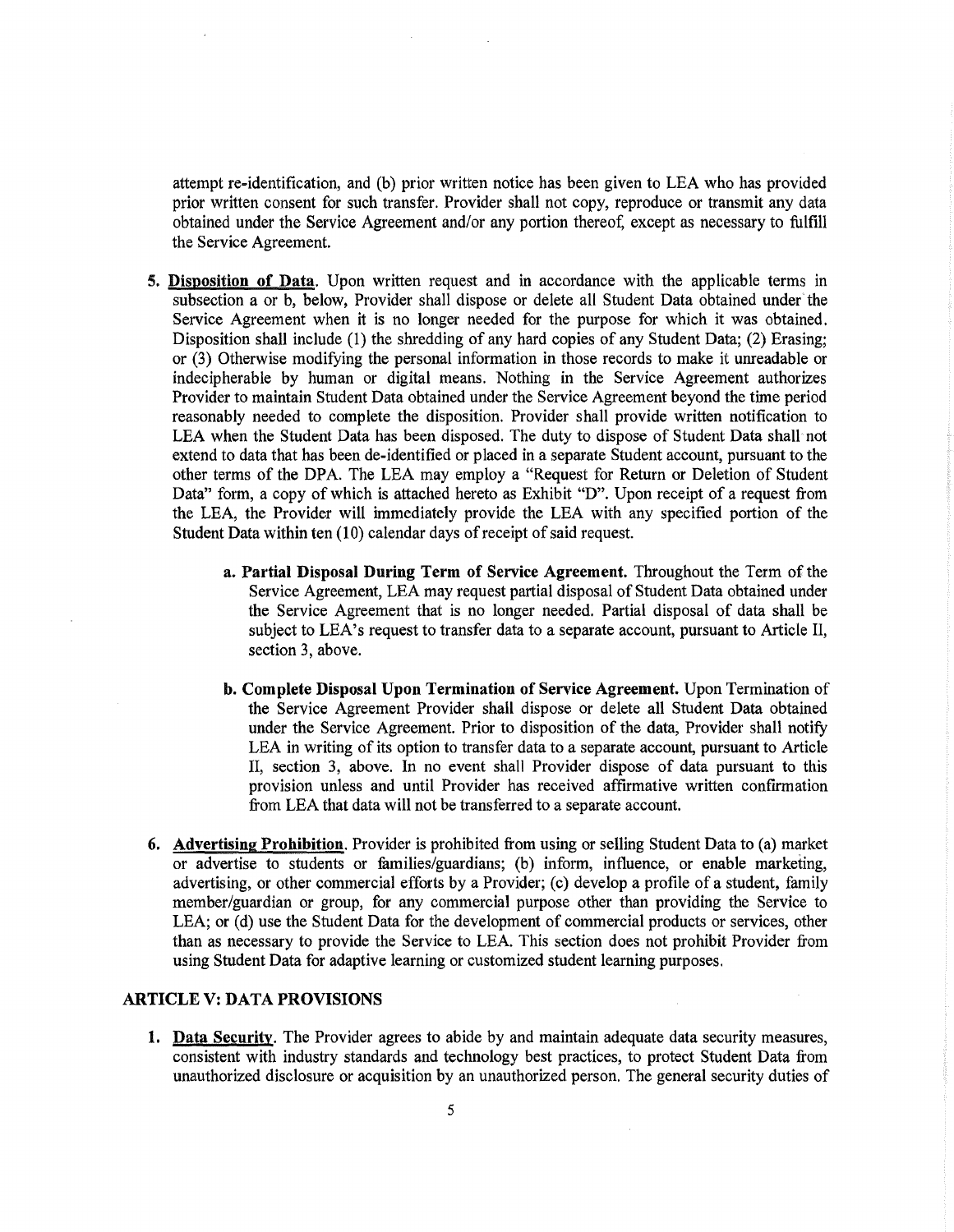attempt re-identification, and (b) prior written notice has been given to LEA who has provided prior written consent for such transfer. Provider shall not copy, reproduce or transmit any data obtained under the Service Agreement and/or any portion thereof, except as necessary to fulfill the Service Agreement.

5. **Disposition of Data**. Upon written request and in accordance with the applicable terms in subsection a or b, below, Provider shall dispose or delete all Student Data obtained under the Service Agreement when it is no longer needed for the purpose for which it was obtained. Disposition shall include (1) the shredding of any hard copies of any Student Data; (2) Erasing; or (3) Otherwise modifying the personal information in those records to make it unreadable or indecipherable by human or digital means. Nothing in the Service Agreement authorizes Provider to maintain Student Data obtained under the Service Agreement beyond the time period reasonably needed to complete the disposition. Provider shall provide written notification to LEA when the Student Data has been disposed. The duty to dispose of Student Data shall not extend to data that has been de-identified or placed in a separate Student account, pursuant to the other terms of the DPA. The LEA may employ a "Request for Return or Deletion of Student Data" form, a copy of which is attached hereto as Exhibit "D". Upon receipt of a request from the LEA, the Provider will immediately provide the LEA with any specified portion of the Student Data within ten (10) calendar days of receipt of said request.

   a. **Partial Disposal During Term of Service Agreement.** Throughout the Term of the Service Agreement, LEA may request partial disposal of Student Data obtained under the Service Agreement that is no longer needed. Partial disposal of data shall be subject to LEA's request to transfer data to a separate account, pursuant to Article II, section 3, above.

   b. **Complete Disposal Upon Termination of Service Agreement.** Upon Termination of the Service Agreement Provider shall dispose or delete all Student Data obtained under the Service Agreement. Prior to disposition of the data, Provider shall notify LEA in writing of its option to transfer data to a separate account, pursuant to Article II, section 3, above. In no event shall Provider dispose of data pursuant to this provision unless and until Provider has received affirmative written confirmation from LEA that data will not be transferred to a separate account.

6. **Advertising Prohibition**. Provider is prohibited from using or selling Student Data to (a) market or advertise to students or families/guardians; (b) inform, influence, or enable marketing, advertising, or other commercial efforts by a Provider; (c) develop a profile of a student, family member/guardian or group, for any commercial purpose other than providing the Service to LEA; or (d) use the Student Data for the development of commercial products or services, other than as necessary to provide the Service to LEA. This section does not prohibit Provider from using Student Data for adaptive learning or customized student learning purposes.

## ARTICLE V: DATA PROVISIONS

1. **Data Security**. The Provider agrees to abide by and maintain adequate data security measures, consistent with industry standards and technology best practices, to protect Student Data from unauthorized disclosure or acquisition by an unauthorized person. The general security duties of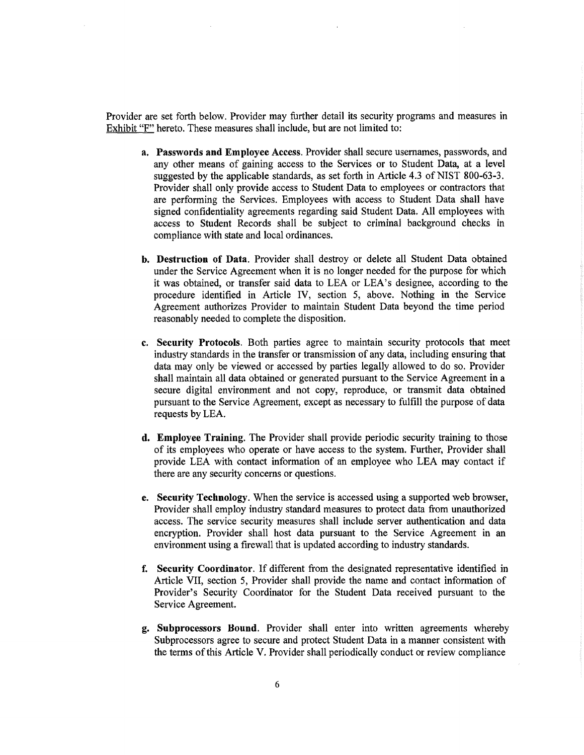Provider are set forth below. Provider may further detail its security programs and measures in Exhibit "F" hereto. These measures shall include, but are not limited to:

a. **Passwords and Employee Access**. Provider shall secure usernames, passwords, and any other means of gaining access to the Services or to Student Data, at a level suggested by the applicable standards, as set forth in Article 4.3 of NIST 800-63-3. Provider shall only provide access to Student Data to employees or contractors that are performing the Services. Employees with access to Student Data shall have signed confidentiality agreements regarding said Student Data. All employees with access to Student Records shall be subject to criminal background checks in compliance with state and local ordinances.

b. **Destruction of Data**. Provider shall destroy or delete all Student Data obtained under the Service Agreement when it is no longer needed for the purpose for which it was obtained, or transfer said data to LEA or LEA's designee, according to the procedure identified in Article IV, section 5, above. Nothing in the Service Agreement authorizes Provider to maintain Student Data beyond the time period reasonably needed to complete the disposition.

c. **Security Protocols**. Both parties agree to maintain security protocols that meet industry standards in the transfer or transmission of any data, including ensuring that data may only be viewed or accessed by parties legally allowed to do so. Provider shall maintain all data obtained or generated pursuant to the Service Agreement in a secure digital environment and not copy, reproduce, or transmit data obtained pursuant to the Service Agreement, except as necessary to fulfill the purpose of data requests by LEA.

d. **Employee Training**. The Provider shall provide periodic security training to those of its employees who operate or have access to the system. Further, Provider shall provide LEA with contact information of an employee who LEA may contact if there are any security concerns or questions.

e. **Security Technology**. When the service is accessed using a supported web browser, Provider shall employ industry standard measures to protect data from unauthorized access. The service security measures shall include server authentication and data encryption. Provider shall host data pursuant to the Service Agreement in an environment using a firewall that is updated according to industry standards.

f. **Security Coordinator**. If different from the designated representative identified in Article VII, section 5, Provider shall provide the name and contact information of Provider's Security Coordinator for the Student Data received pursuant to the Service Agreement.

g. **Subprocessors Bound**. Provider shall enter into written agreements whereby Subprocessors agree to secure and protect Student Data in a manner consistent with the terms of this Article V. Provider shall periodically conduct or review compliance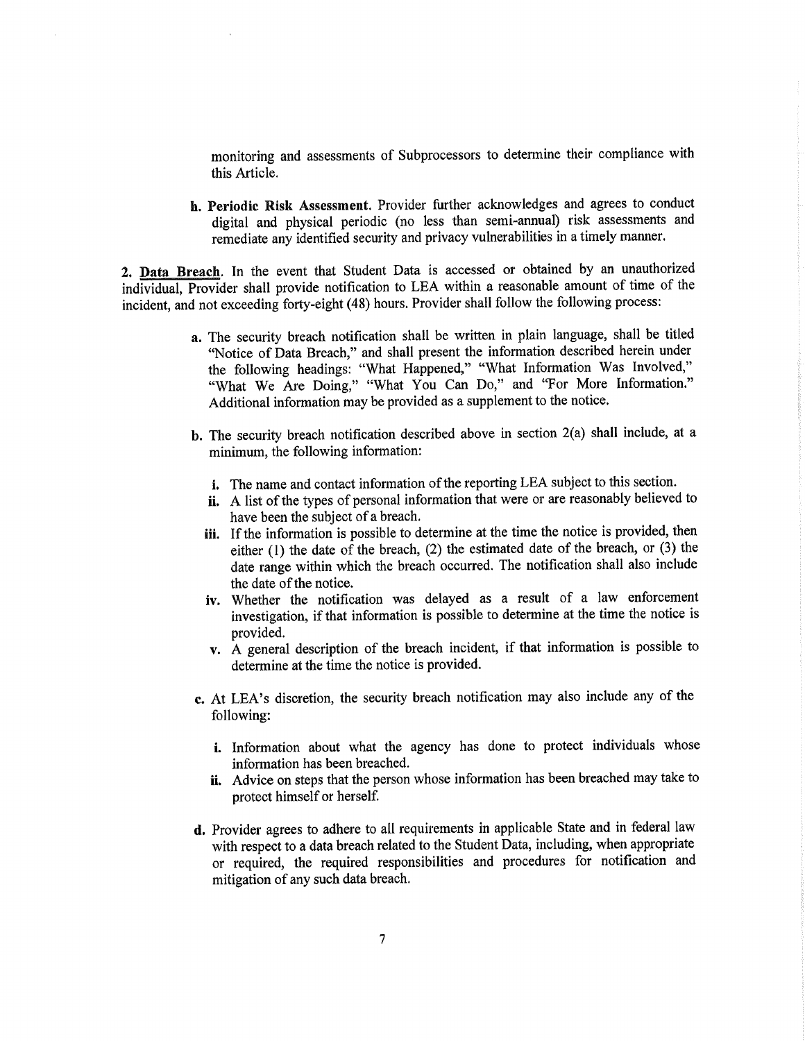monitoring and assessments of Subprocessors to determine their compliance with this Article.

**h. Periodic Risk Assessment.** Provider further acknowledges and agrees to conduct digital and physical periodic (no less than semi-annual) risk assessments and remediate any identified security and privacy vulnerabilities in a timely manner.

**2. <u>Data Breach</u>.** In the event that Student Data is accessed or obtained by an unauthorized individual, Provider shall provide notification to LEA within a reasonable amount of time of the incident, and not exceeding forty-eight (48) hours. Provider shall follow the following process:

**a.** The security breach notification shall be written in plain language, shall be titled "Notice of Data Breach," and shall present the information described herein under the following headings: "What Happened," "What Information Was Involved," "What We Are Doing," "What You Can Do," and "For More Information." Additional information may be provided as a supplement to the notice.

**b.** The security breach notification described above in section 2(a) shall include, at a minimum, the following information:

- **i.** The name and contact information of the reporting LEA subject to this section.
- **ii.** A list of the types of personal information that were or are reasonably believed to have been the subject of a breach.
- **iii.** If the information is possible to determine at the time the notice is provided, then either (1) the date of the breach, (2) the estimated date of the breach, or (3) the date range within which the breach occurred. The notification shall also include the date of the notice.
- **iv.** Whether the notification was delayed as a result of a law enforcement investigation, if that information is possible to determine at the time the notice is provided.
- **v.** A general description of the breach incident, if that information is possible to determine at the time the notice is provided.

**c.** At LEA's discretion, the security breach notification may also include any of the following:

- **i.** Information about what the agency has done to protect individuals whose information has been breached.
- **ii.** Advice on steps that the person whose information has been breached may take to protect himself or herself.

**d.** Provider agrees to adhere to all requirements in applicable State and in federal law with respect to a data breach related to the Student Data, including, when appropriate or required, the required responsibilities and procedures for notification and mitigation of any such data breach.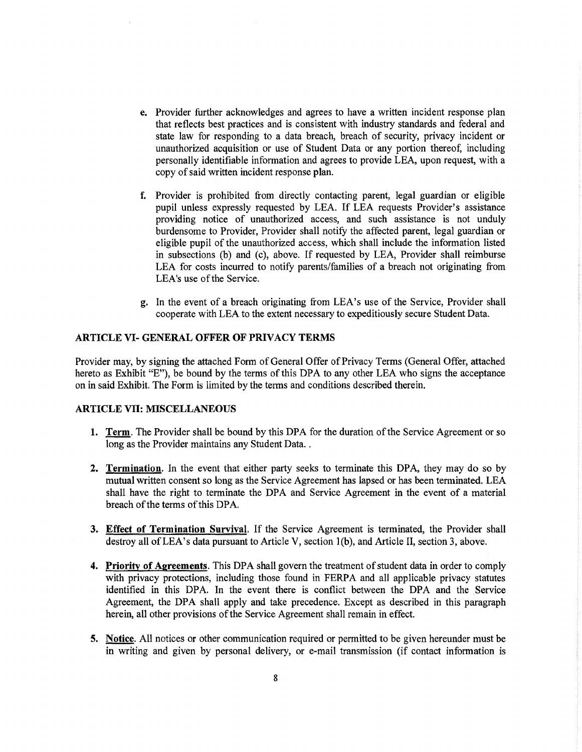e. Provider further acknowledges and agrees to have a written incident response plan that reflects best practices and is consistent with industry standards and federal and state law for responding to a data breach, breach of security, privacy incident or unauthorized acquisition or use of Student Data or any portion thereof, including personally identifiable information and agrees to provide LEA, upon request, with a copy of said written incident response plan.

f. Provider is prohibited from directly contacting parent, legal guardian or eligible pupil unless expressly requested by LEA. If LEA requests Provider's assistance providing notice of unauthorized access, and such assistance is not unduly burdensome to Provider, Provider shall notify the affected parent, legal guardian or eligible pupil of the unauthorized access, which shall include the information listed in subsections (b) and (c), above. If requested by LEA, Provider shall reimburse LEA for costs incurred to notify parents/families of a breach not originating from LEA's use of the Service.

g. In the event of a breach originating from LEA's use of the Service, Provider shall cooperate with LEA to the extent necessary to expeditiously secure Student Data.

### ARTICLE VI- GENERAL OFFER OF PRIVACY TERMS

Provider may, by signing the attached Form of General Offer of Privacy Terms (General Offer, attached hereto as Exhibit "E"), be bound by the terms of this DPA to any other LEA who signs the acceptance on in said Exhibit. The Form is limited by the terms and conditions described therein.

### ARTICLE VII: MISCELLANEOUS

1. **Term**. The Provider shall be bound by this DPA for the duration of the Service Agreement or so long as the Provider maintains any Student Data. .

2. **Termination**. In the event that either party seeks to terminate this DPA, they may do so by mutual written consent so long as the Service Agreement has lapsed or has been terminated. LEA shall have the right to terminate the DPA and Service Agreement in the event of a material breach of the terms of this DPA.

3. **Effect of Termination Survival**. If the Service Agreement is terminated, the Provider shall destroy all of LEA's data pursuant to Article V, section 1(b), and Article II, section 3, above.

4. **Priority of Agreements**. This DPA shall govern the treatment of student data in order to comply with privacy protections, including those found in FERPA and all applicable privacy statutes identified in this DPA. In the event there is conflict between the DPA and the Service Agreement, the DPA shall apply and take precedence. Except as described in this paragraph herein, all other provisions of the Service Agreement shall remain in effect.

5. **Notice**. All notices or other communication required or permitted to be given hereunder must be in writing and given by personal delivery, or e-mail transmission (if contact information is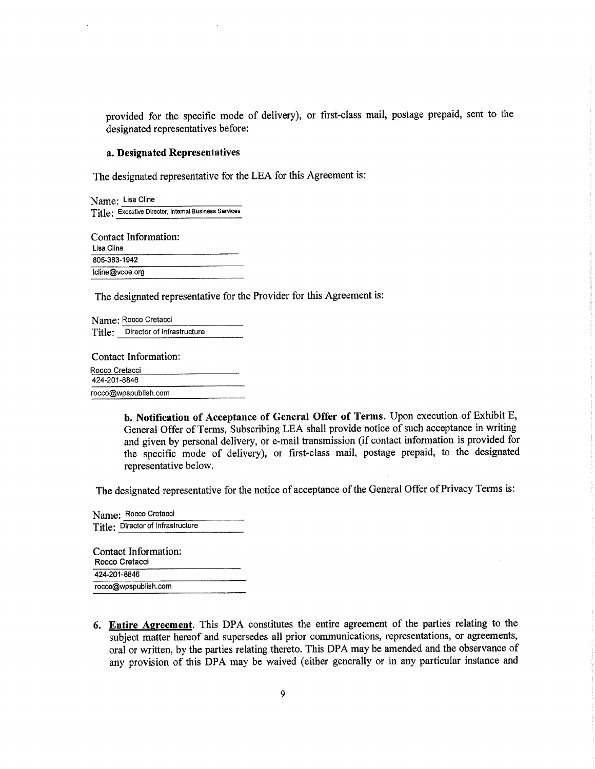provided for the specific mode of delivery), or first-class mail, postage prepaid, sent to the designated representatives before:

**a. Designated Representatives**

The designated representative for the LEA for this Agreement is:

Name: Lisa Cline
Title: Executive Director, Internal Business Services

Contact Information:
Lisa Cline
805-383-1942
lcline@vcoe.org

The designated representative for the Provider for this Agreement is:

Name: Rocco Cretacci
Title: Director of Infrastructure

Contact Information:
Rocco Cretacci
424-201-8846
rocco@wpspublish.com

**b. Notification of Acceptance of General Offer of Terms**. Upon execution of Exhibit E, General Offer of Terms, Subscribing LEA shall provide notice of such acceptance in writing and given by personal delivery, or e-mail transmission (if contact information is provided for the specific mode of delivery), or first-class mail, postage prepaid, to the designated representative below.

The designated representative for the notice of acceptance of the General Offer of Privacy Terms is:

Name: Rocco Cretacci
Title: Director of Infrastructure

Contact Information:
Rocco Cretacci
424-201-8846
rocco@wpspublish.com

6. **Entire Agreement**. This DPA constitutes the entire agreement of the parties relating to the subject matter hereof and supersedes all prior communications, representations, or agreements, oral or written, by the parties relating thereto. This DPA may be amended and the observance of any provision of this DPA may be waived (either generally or in any particular instance and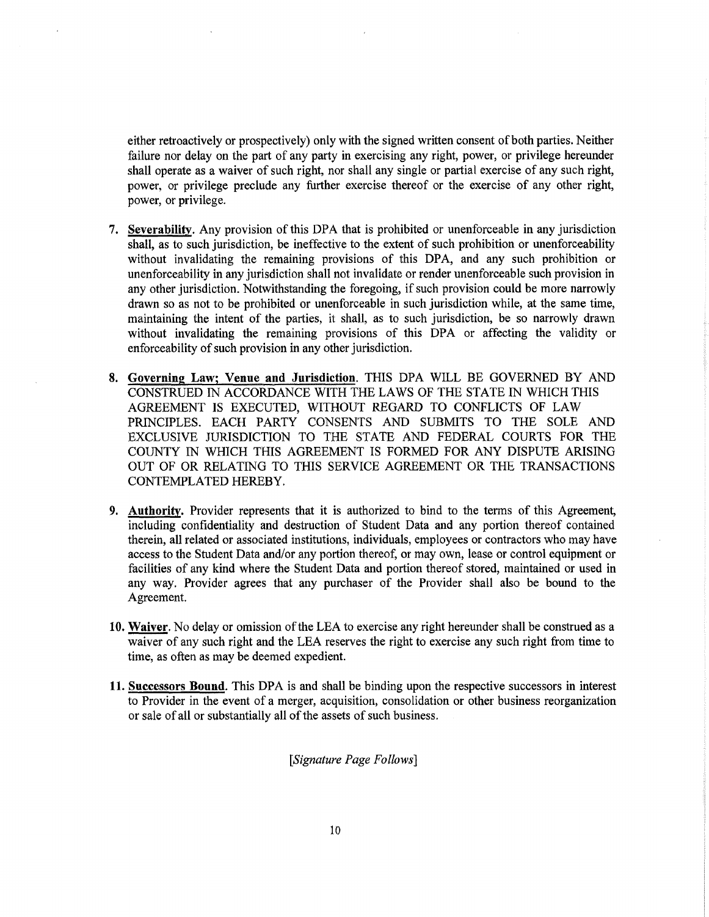either retroactively or prospectively) only with the signed written consent of both parties. Neither failure nor delay on the part of any party in exercising any right, power, or privilege hereunder shall operate as a waiver of such right, nor shall any single or partial exercise of any such right, power, or privilege preclude any further exercise thereof or the exercise of any other right, power, or privilege.

7. **Severability**. Any provision of this DPA that is prohibited or unenforceable in any jurisdiction shall, as to such jurisdiction, be ineffective to the extent of such prohibition or unenforceability without invalidating the remaining provisions of this DPA, and any such prohibition or unenforceability in any jurisdiction shall not invalidate or render unenforceable such provision in any other jurisdiction. Notwithstanding the foregoing, if such provision could be more narrowly drawn so as not to be prohibited or unenforceable in such jurisdiction while, at the same time, maintaining the intent of the parties, it shall, as to such jurisdiction, be so narrowly drawn without invalidating the remaining provisions of this DPA or affecting the validity or enforceability of such provision in any other jurisdiction.

8. **Governing Law; Venue and Jurisdiction**. THIS DPA WILL BE GOVERNED BY AND CONSTRUED IN ACCORDANCE WITH THE LAWS OF THE STATE IN WHICH THIS AGREEMENT IS EXECUTED, WITHOUT REGARD TO CONFLICTS OF LAW PRINCIPLES. EACH PARTY CONSENTS AND SUBMITS TO THE SOLE AND EXCLUSIVE JURISDICTION TO THE STATE AND FEDERAL COURTS FOR THE COUNTY IN WHICH THIS AGREEMENT IS FORMED FOR ANY DISPUTE ARISING OUT OF OR RELATING TO THIS SERVICE AGREEMENT OR THE TRANSACTIONS CONTEMPLATED HEREBY.

9. **Authority**. Provider represents that it is authorized to bind to the terms of this Agreement, including confidentiality and destruction of Student Data and any portion thereof contained therein, all related or associated institutions, individuals, employees or contractors who may have access to the Student Data and/or any portion thereof, or may own, lease or control equipment or facilities of any kind where the Student Data and portion thereof stored, maintained or used in any way. Provider agrees that any purchaser of the Provider shall also be bound to the Agreement.

10. **Waiver**. No delay or omission of the LEA to exercise any right hereunder shall be construed as a waiver of any such right and the LEA reserves the right to exercise any such right from time to time, as often as may be deemed expedient.

11. **Successors Bound**. This DPA is and shall be binding upon the respective successors in interest to Provider in the event of a merger, acquisition, consolidation or other business reorganization or sale of all or substantially all of the assets of such business.

*[Signature Page Follows]*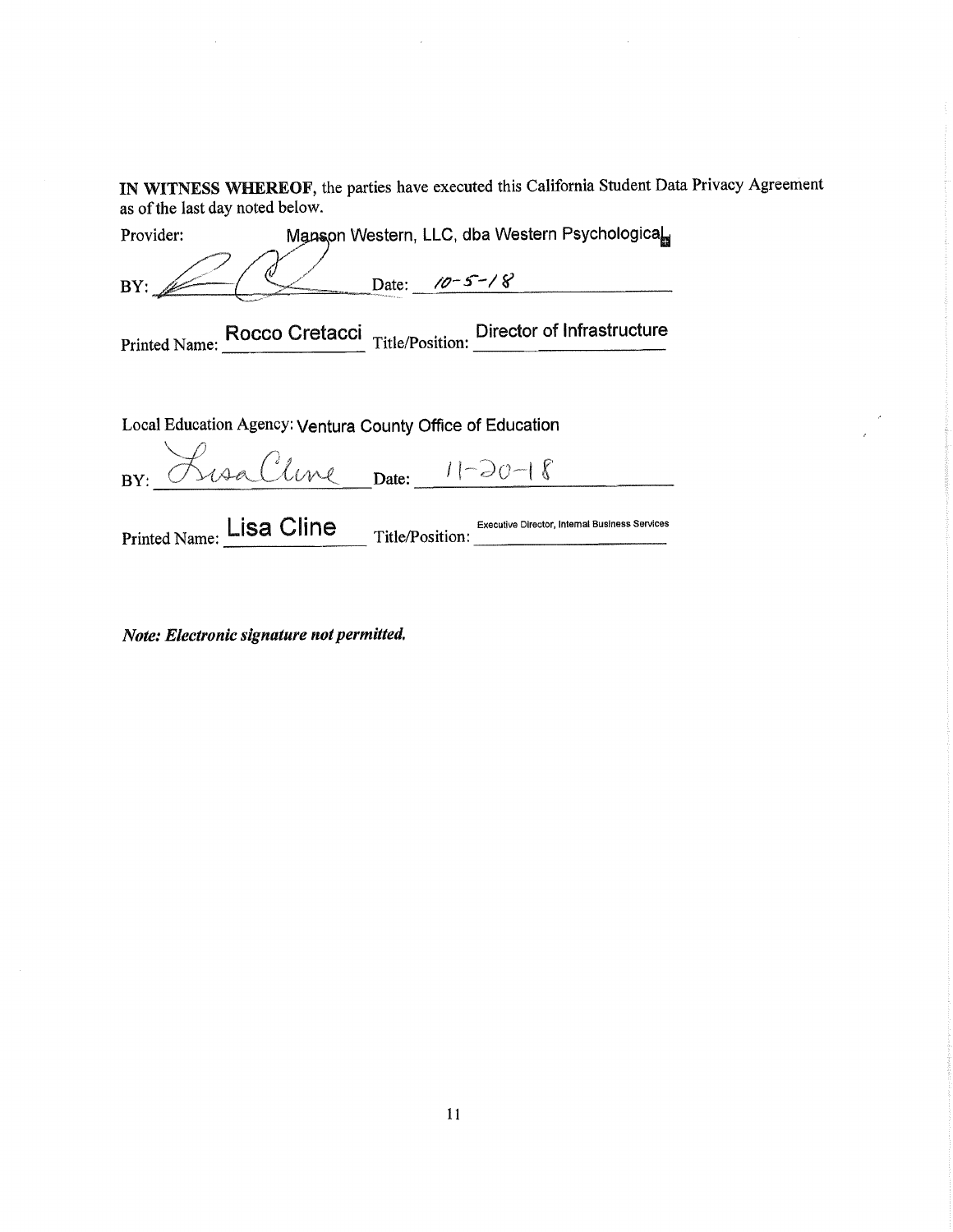**IN WITNESS WHEREOF**, the parties have executed this California Student Data Privacy Agreement as of the last day noted below.

Provider: Manson Western, LLC, dba Western Psychological

BY: _______________ Date: 10-5-18

Printed Name: Rocco Cretacci Title/Position: Director of Infrastructure

Local Education Agency: Ventura County Office of Education

BY: Lisa Cline Date: 11-20-18

Printed Name: Lisa Cline Title/Position: Executive Director, Internal Business Services

***Note: Electronic signature not permitted.***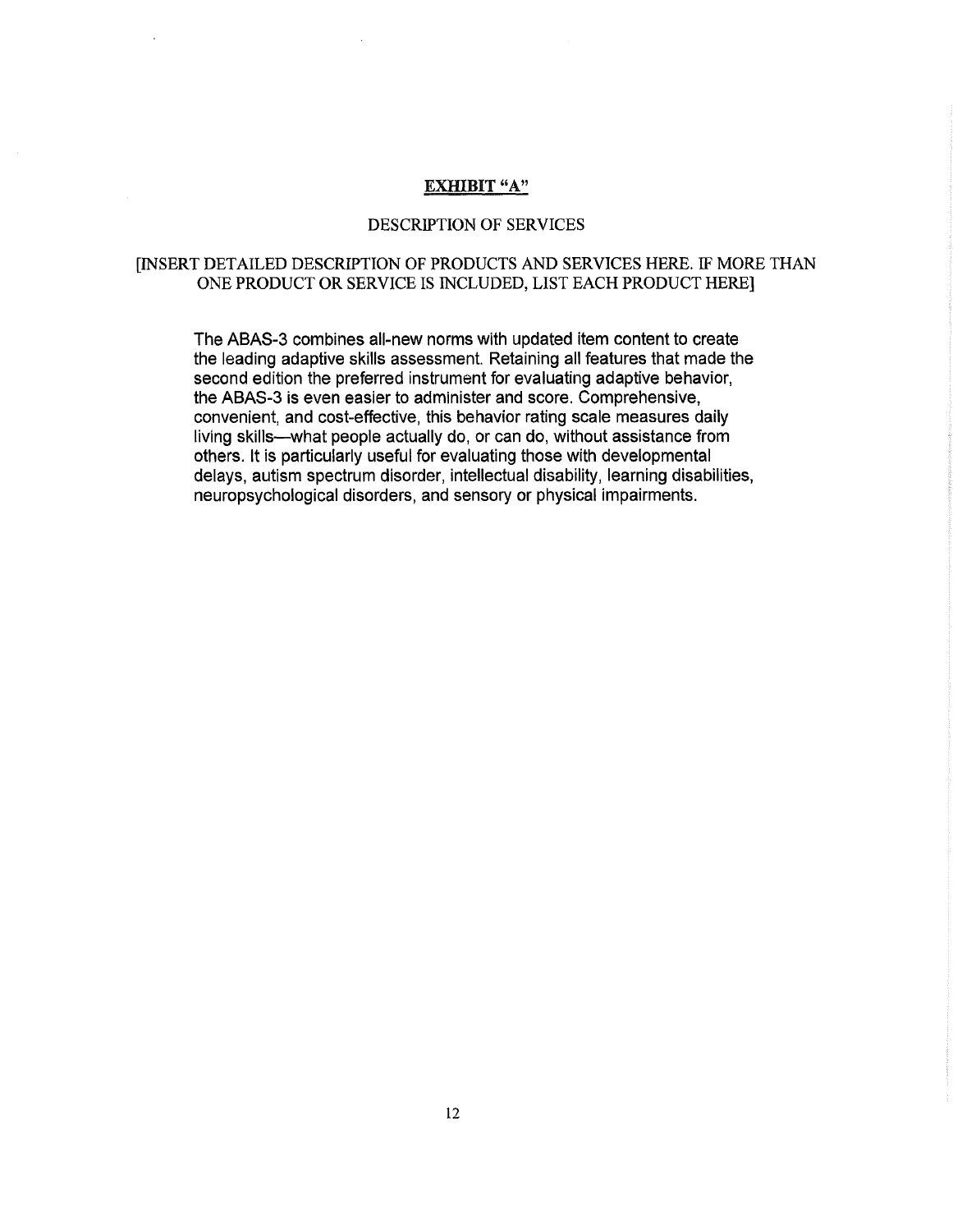**EXHIBIT "A"**

DESCRIPTION OF SERVICES

[INSERT DETAILED DESCRIPTION OF PRODUCTS AND SERVICES HERE. IF MORE THAN ONE PRODUCT OR SERVICE IS INCLUDED, LIST EACH PRODUCT HERE]

The ABAS-3 combines all-new norms with updated item content to create the leading adaptive skills assessment. Retaining all features that made the second edition the preferred instrument for evaluating adaptive behavior, the ABAS-3 is even easier to administer and score. Comprehensive, convenient, and cost-effective, this behavior rating scale measures daily living skills—what people actually do, or can do, without assistance from others. It is particularly useful for evaluating those with developmental delays, autism spectrum disorder, intellectual disability, learning disabilities, neuropsychological disorders, and sensory or physical impairments.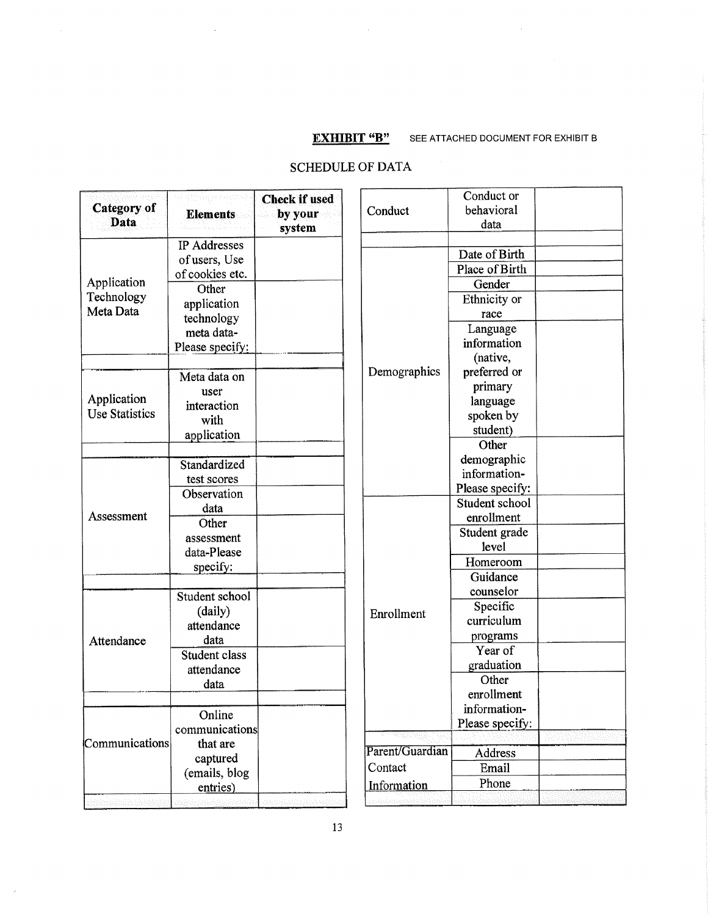**EXHIBIT "B"** SEE ATTACHED DOCUMENT FOR EXHIBIT B

SCHEDULE OF DATA

| Category of Data | Elements | Check if used by your system |
|---|---|---|
| Application Technology Meta Data | IP Addresses of users, Use of cookies etc. | |
| | Other application technology meta data-Please specify: | |
| | | |
| Application Use Statistics | Meta data on user interaction with application | |
| | | |
| Assessment | Standardized test scores | |
| | Observation data | |
| | Other assessment data-Please specify: | |
| | | |
| Attendance | Student school (daily) attendance data | |
| | Student class attendance data | |
| | | |
| Communications | Online communications that are captured (emails, blog entries) | |
| | | |
| Conduct | Conduct or behavioral data | |
| | | |
| Demographics | Date of Birth | |
| | Place of Birth | |
| | Gender | |
| | Ethnicity or race | |
| | Language information (native, preferred or primary language spoken by student) | |
| | Other demographic information-Please specify: | |
| Enrollment | Student school enrollment | |
| | Student grade level | |
| | Homeroom | |
| | Guidance counselor | |
| | Specific curriculum programs | |
| | Year of graduation | |
| | Other enrollment information-Please specify: | |
| | | |
| Parent/Guardian Contact Information | Address | |
| | Email | |
| | Phone | |
| | | |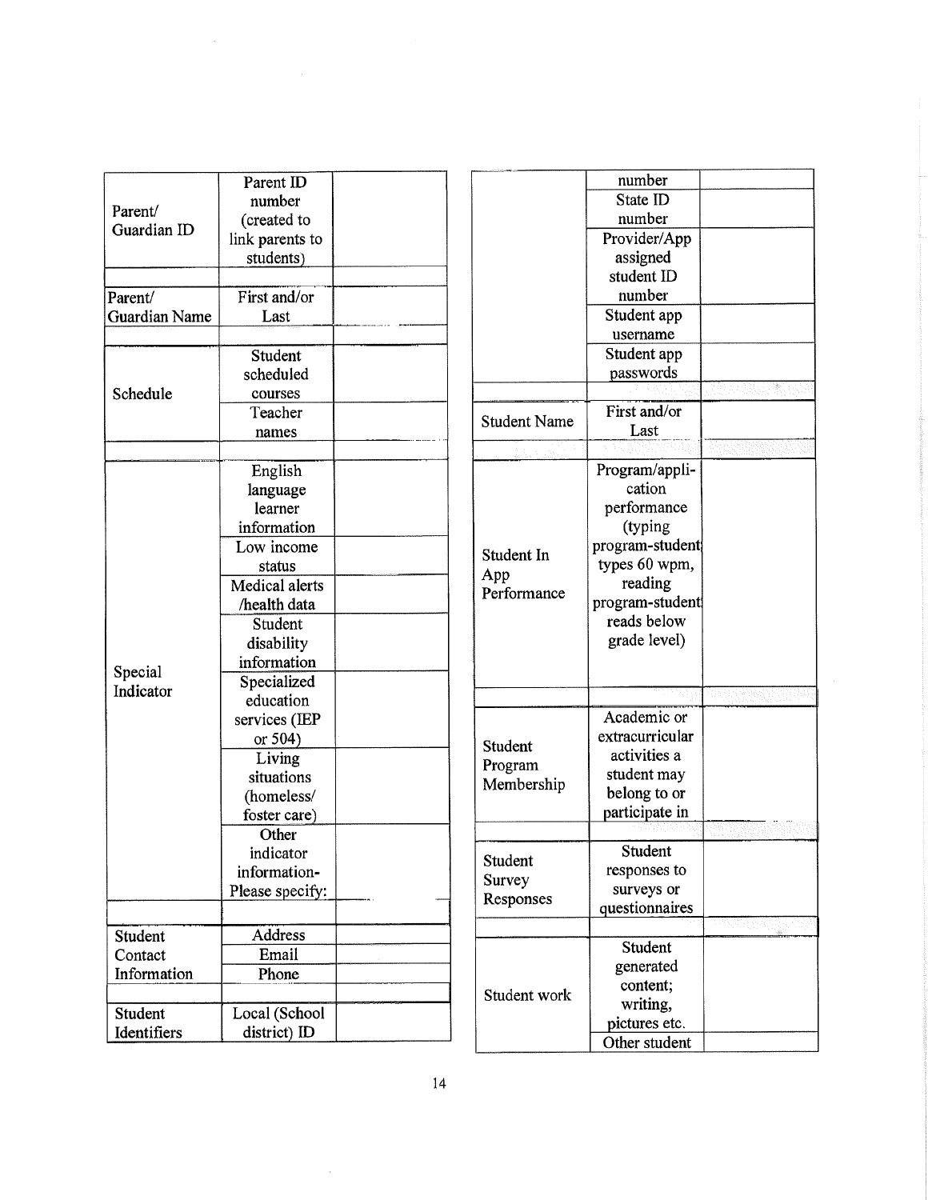| | | |
|---|---|---|
| Parent/ Guardian ID | Parent ID number (created to link parents to students) | |
| | | |
| Parent/ Guardian Name | First and/or Last | |
| | | |
| Schedule | Student scheduled courses | |
| | Teacher names | |
| | | |
| Special Indicator | English language learner information | |
| | Low income status | |
| | Medical alerts /health data | |
| | Student disability information | |
| | Specialized education services (IEP or 504) | |
| | Living situations (homeless/ foster care) | |
| | Other indicator information- Please specify: | |
| | | |
| Student Contact Information | Address | |
| | Email | |
| | Phone | |
| | | |
| Student Identifiers | Local (School district) ID number | |
| | State ID number | |
| | Provider/App assigned student ID number | |
| | Student app username | |
| | Student app passwords | |
| | | |
| Student Name | First and/or Last | |
| | | |
| Student In App Performance | Program/application performance (typing program-student types 60 wpm, reading program-student reads below grade level) | |
| | | |
| Student Program Membership | Academic or extracurricular activities a student may belong to or participate in | |
| | | |
| Student Survey Responses | Student responses to surveys or questionnaires | |
| | | |
| Student work | Student generated content; writing, pictures etc. | |
| | Other student | |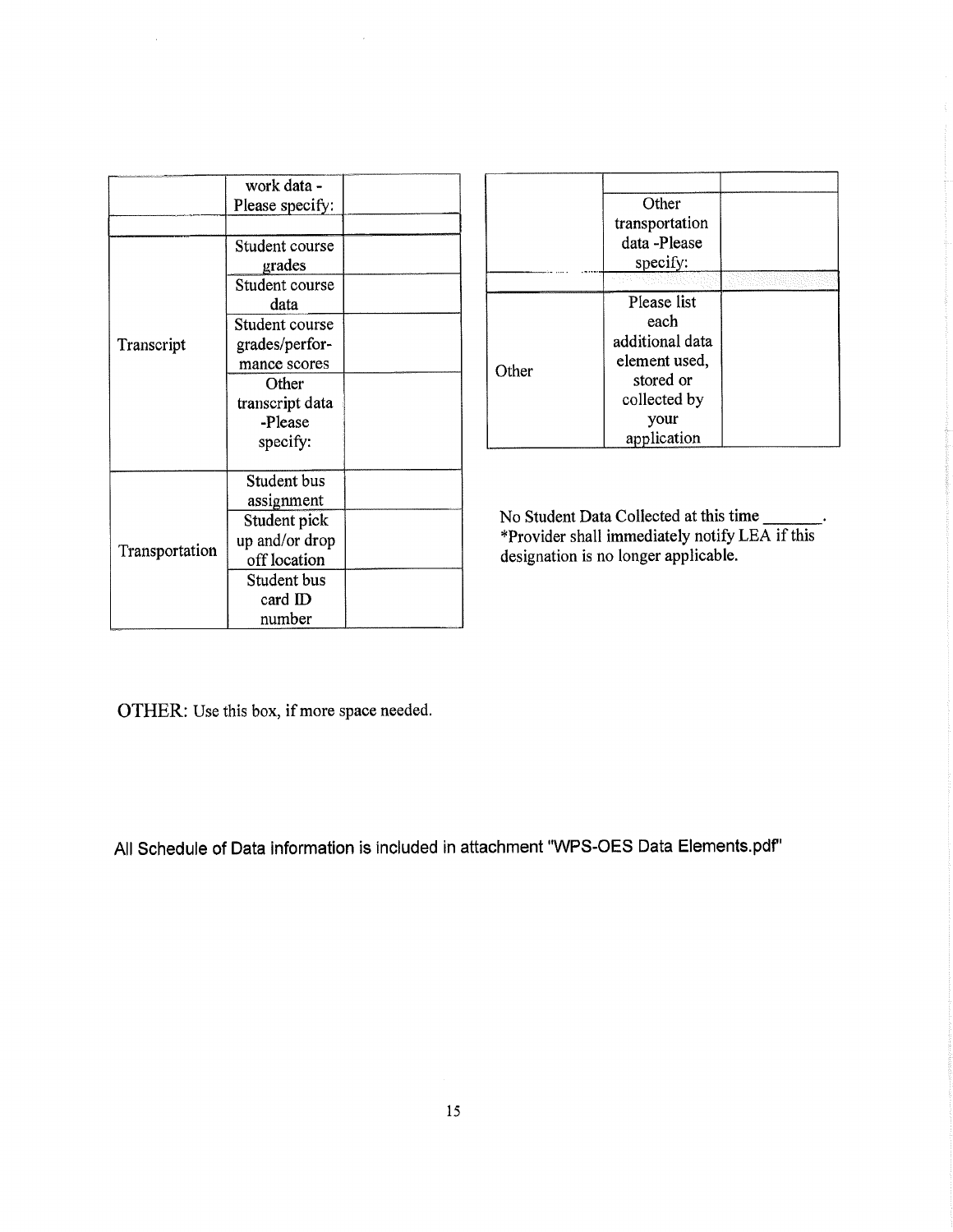| | | |
|---|---|---|
| | work data - Please specify: | |
| | | |
| Transcript | Student course grades | |
| | Student course data | |
| | Student course grades/performance scores | |
| | Other transcript data -Please specify: | |
| Transportation | Student bus assignment | |
| | Student pick up and/or drop off location | |
| | Student bus card ID number | |

| | | |
|---|---|---|
| | | |
| | Other transportation data -Please specify: | |
| | | |
| Other | Please list each additional data element used, stored or collected by your application | |

No Student Data Collected at this time _______.
*Provider shall immediately notify LEA if this designation is no longer applicable.

OTHER: Use this box, if more space needed.

All Schedule of Data information is included in attachment "WPS-OES Data Elements.pdf"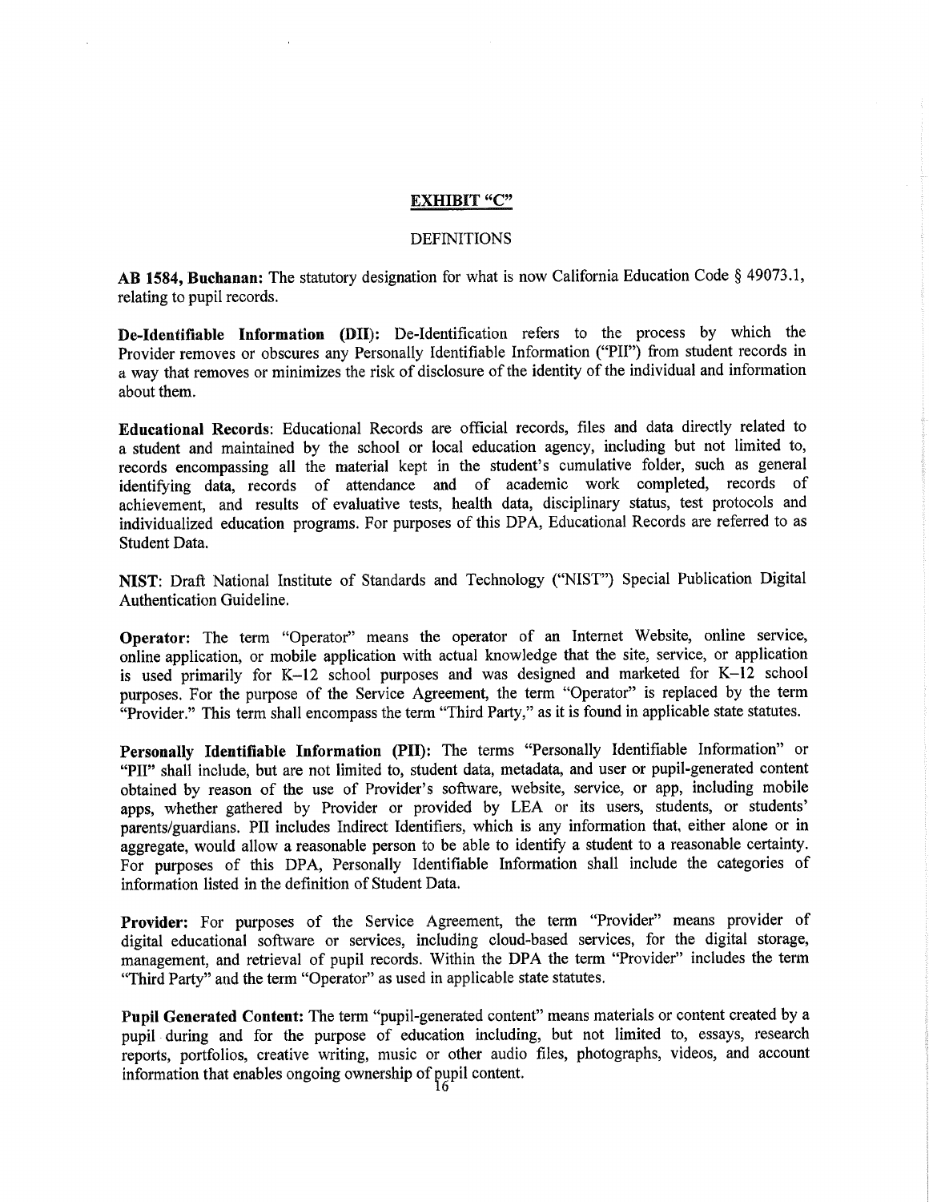**EXHIBIT "C"**

DEFINITIONS

**AB 1584, Buchanan:** The statutory designation for what is now California Education Code § 49073.1, relating to pupil records.

**De-Identifiable Information (DII):** De-Identification refers to the process by which the Provider removes or obscures any Personally Identifiable Information ("PII") from student records in a way that removes or minimizes the risk of disclosure of the identity of the individual and information about them.

**Educational Records**: Educational Records are official records, files and data directly related to a student and maintained by the school or local education agency, including but not limited to, records encompassing all the material kept in the student's cumulative folder, such as general identifying data, records of attendance and of academic work completed, records of achievement, and results of evaluative tests, health data, disciplinary status, test protocols and individualized education programs. For purposes of this DPA, Educational Records are referred to as Student Data.

**NIST**: Draft National Institute of Standards and Technology ("NIST") Special Publication Digital Authentication Guideline.

**Operator:** The term "Operator" means the operator of an Internet Website, online service, online application, or mobile application with actual knowledge that the site, service, or application is used primarily for K–12 school purposes and was designed and marketed for K–12 school purposes. For the purpose of the Service Agreement, the term "Operator" is replaced by the term "Provider." This term shall encompass the term "Third Party," as it is found in applicable state statutes.

**Personally Identifiable Information (PII):** The terms "Personally Identifiable Information" or "PII" shall include, but are not limited to, student data, metadata, and user or pupil-generated content obtained by reason of the use of Provider's software, website, service, or app, including mobile apps, whether gathered by Provider or provided by LEA or its users, students, or students' parents/guardians. PII includes Indirect Identifiers, which is any information that, either alone or in aggregate, would allow a reasonable person to be able to identify a student to a reasonable certainty. For purposes of this DPA, Personally Identifiable Information shall include the categories of information listed in the definition of Student Data.

**Provider:** For purposes of the Service Agreement, the term "Provider" means provider of digital educational software or services, including cloud-based services, for the digital storage, management, and retrieval of pupil records. Within the DPA the term "Provider" includes the term "Third Party" and the term "Operator" as used in applicable state statutes.

**Pupil Generated Content:** The term "pupil-generated content" means materials or content created by a pupil during and for the purpose of education including, but not limited to, essays, research reports, portfolios, creative writing, music or other audio files, photographs, videos, and account information that enables ongoing ownership of pupil content.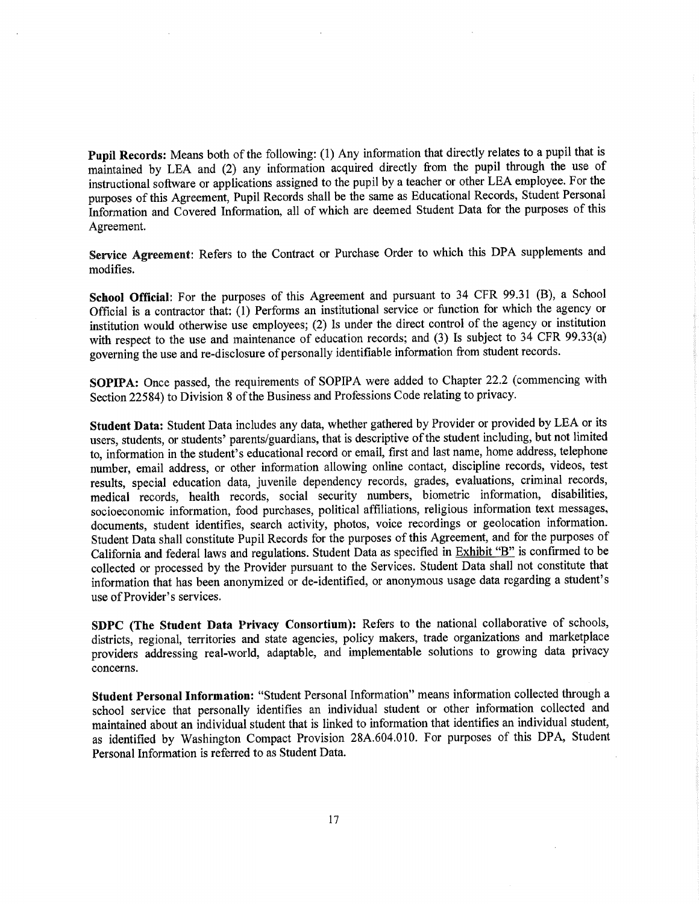**Pupil Records:** Means both of the following: (1) Any information that directly relates to a pupil that is maintained by LEA and (2) any information acquired directly from the pupil through the use of instructional software or applications assigned to the pupil by a teacher or other LEA employee. For the purposes of this Agreement, Pupil Records shall be the same as Educational Records, Student Personal Information and Covered Information, all of which are deemed Student Data for the purposes of this Agreement.

**Service Agreement**: Refers to the Contract or Purchase Order to which this DPA supplements and modifies.

**School Official**: For the purposes of this Agreement and pursuant to 34 CFR 99.31 (B), a School Official is a contractor that: (1) Performs an institutional service or function for which the agency or institution would otherwise use employees; (2) Is under the direct control of the agency or institution with respect to the use and maintenance of education records; and (3) Is subject to 34 CFR 99.33(a) governing the use and re-disclosure of personally identifiable information from student records.

**SOPIPA:** Once passed, the requirements of SOPIPA were added to Chapter 22.2 (commencing with Section 22584) to Division 8 of the Business and Professions Code relating to privacy.

**Student Data:** Student Data includes any data, whether gathered by Provider or provided by LEA or its users, students, or students' parents/guardians, that is descriptive of the student including, but not limited to, information in the student's educational record or email, first and last name, home address, telephone number, email address, or other information allowing online contact, discipline records, videos, test results, special education data, juvenile dependency records, grades, evaluations, criminal records, medical records, health records, social security numbers, biometric information, disabilities, socioeconomic information, food purchases, political affiliations, religious information text messages, documents, student identifies, search activity, photos, voice recordings or geolocation information. Student Data shall constitute Pupil Records for the purposes of this Agreement, and for the purposes of California and federal laws and regulations. Student Data as specified in Exhibit "B" is confirmed to be collected or processed by the Provider pursuant to the Services. Student Data shall not constitute that information that has been anonymized or de-identified, or anonymous usage data regarding a student's use of Provider's services.

**SDPC (The Student Data Privacy Consortium):** Refers to the national collaborative of schools, districts, regional, territories and state agencies, policy makers, trade organizations and marketplace providers addressing real-world, adaptable, and implementable solutions to growing data privacy concerns.

**Student Personal Information:** "Student Personal Information" means information collected through a school service that personally identifies an individual student or other information collected and maintained about an individual student that is linked to information that identifies an individual student, as identified by Washington Compact Provision 28A.604.010. For purposes of this DPA, Student Personal Information is referred to as Student Data.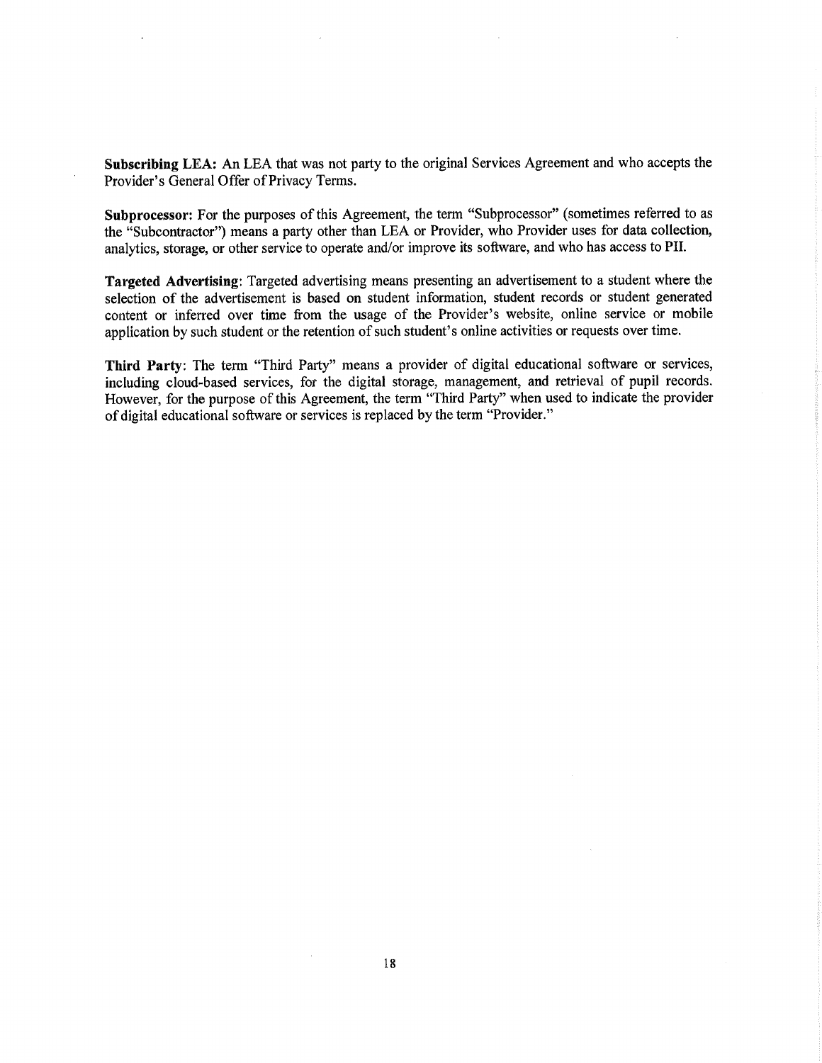**Subscribing LEA:** An LEA that was not party to the original Services Agreement and who accepts the Provider's General Offer of Privacy Terms.

**Subprocessor:** For the purposes of this Agreement, the term "Subprocessor" (sometimes referred to as the "Subcontractor") means a party other than LEA or Provider, who Provider uses for data collection, analytics, storage, or other service to operate and/or improve its software, and who has access to PII.

**Targeted Advertising**: Targeted advertising means presenting an advertisement to a student where the selection of the advertisement is based on student information, student records or student generated content or inferred over time from the usage of the Provider's website, online service or mobile application by such student or the retention of such student's online activities or requests over time.

**Third Party**: The term "Third Party" means a provider of digital educational software or services, including cloud-based services, for the digital storage, management, and retrieval of pupil records. However, for the purpose of this Agreement, the term "Third Party" when used to indicate the provider of digital educational software or services is replaced by the term "Provider."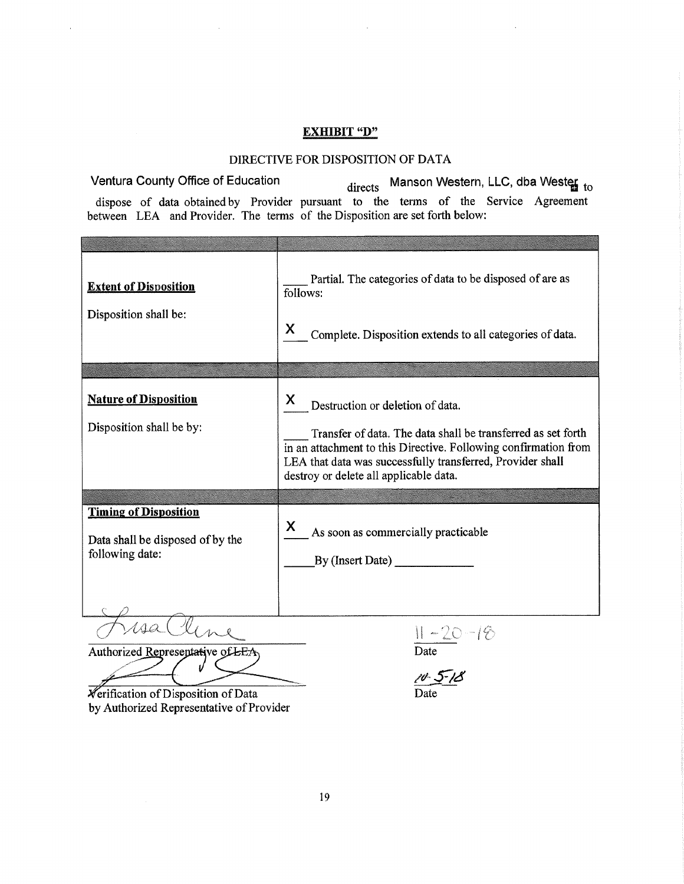## EXHIBIT "D"

DIRECTIVE FOR DISPOSITION OF DATA

Ventura County Office of Education directs Manson Western, LLC, dba Wester to dispose of data obtained by Provider pursuant to the terms of the Service Agreement between LEA and Provider. The terms of the Disposition are set forth below:

| | |
|---|---|
| **Extent of Disposition**<br><br>Disposition shall be: | ____ Partial. The categories of data to be disposed of are as follows:<br><br>X Complete. Disposition extends to all categories of data. |
| **Nature of Disposition**<br><br>Disposition shall be by: | X Destruction or deletion of data.<br><br>____ Transfer of data. The data shall be transferred as set forth in an attachment to this Directive. Following confirmation from LEA that data was successfully transferred, Provider shall destroy or delete all applicable data. |
| **Timing of Disposition**<br><br>Data shall be disposed of by the following date: | X As soon as commercially practicable<br><br>____ By (Insert Date) ____________ |

Lisa Cline

Authorized Representative of LEA &nbsp;&nbsp;&nbsp;&nbsp;&nbsp;&nbsp;&nbsp;&nbsp;&nbsp;&nbsp; 11-20-18 Date

Verification of Disposition of Data by Authorized Representative of Provider &nbsp;&nbsp;&nbsp;&nbsp;&nbsp;&nbsp;&nbsp;&nbsp;&nbsp;&nbsp; 10-5-18 Date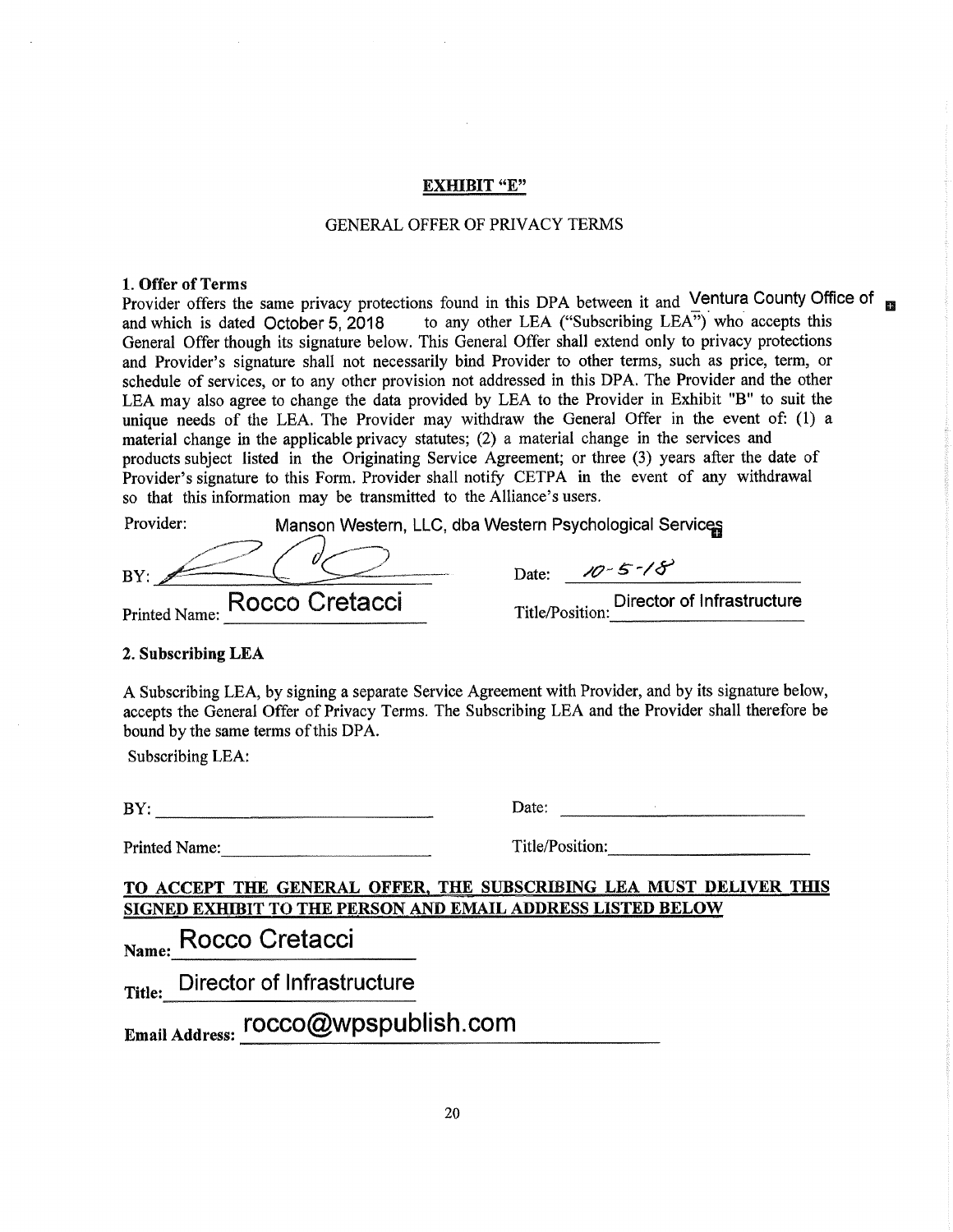**EXHIBIT "E"**

GENERAL OFFER OF PRIVACY TERMS

**1. Offer of Terms**

Provider offers the same privacy protections found in this DPA between it and Ventura County Office of and which is dated October 5, 2018 to any other LEA ("Subscribing LEA") who accepts this General Offer though its signature below. This General Offer shall extend only to privacy protections and Provider's signature shall not necessarily bind Provider to other terms, such as price, term, or schedule of services, or to any other provision not addressed in this DPA. The Provider and the other LEA may also agree to change the data provided by LEA to the Provider in Exhibit "B" to suit the unique needs of the LEA. The Provider may withdraw the General Offer in the event of: (1) a material change in the applicable privacy statutes; (2) a material change in the services and products subject listed in the Originating Service Agreement; or three (3) years after the date of Provider's signature to this Form. Provider shall notify CETPA in the event of any withdrawal so that this information may be transmitted to the Alliance's users.

Provider: Manson Western, LLC, dba Western Psychological Services

BY: [signature] Date: 10-5-18

Printed Name: Rocco Cretacci Title/Position: Director of Infrastructure

**2. Subscribing LEA**

A Subscribing LEA, by signing a separate Service Agreement with Provider, and by its signature below, accepts the General Offer of Privacy Terms. The Subscribing LEA and the Provider shall therefore be bound by the same terms of this DPA.

Subscribing LEA:

BY: ______________________ Date: ______________________

Printed Name: ______________________ Title/Position: ______________________

**TO ACCEPT THE GENERAL OFFER, THE SUBSCRIBING LEA MUST DELIVER THIS SIGNED EXHIBIT TO THE PERSON AND EMAIL ADDRESS LISTED BELOW**

**Name:** Rocco Cretacci

**Title:** Director of Infrastructure

**Email Address:** rocco@wpspublish.com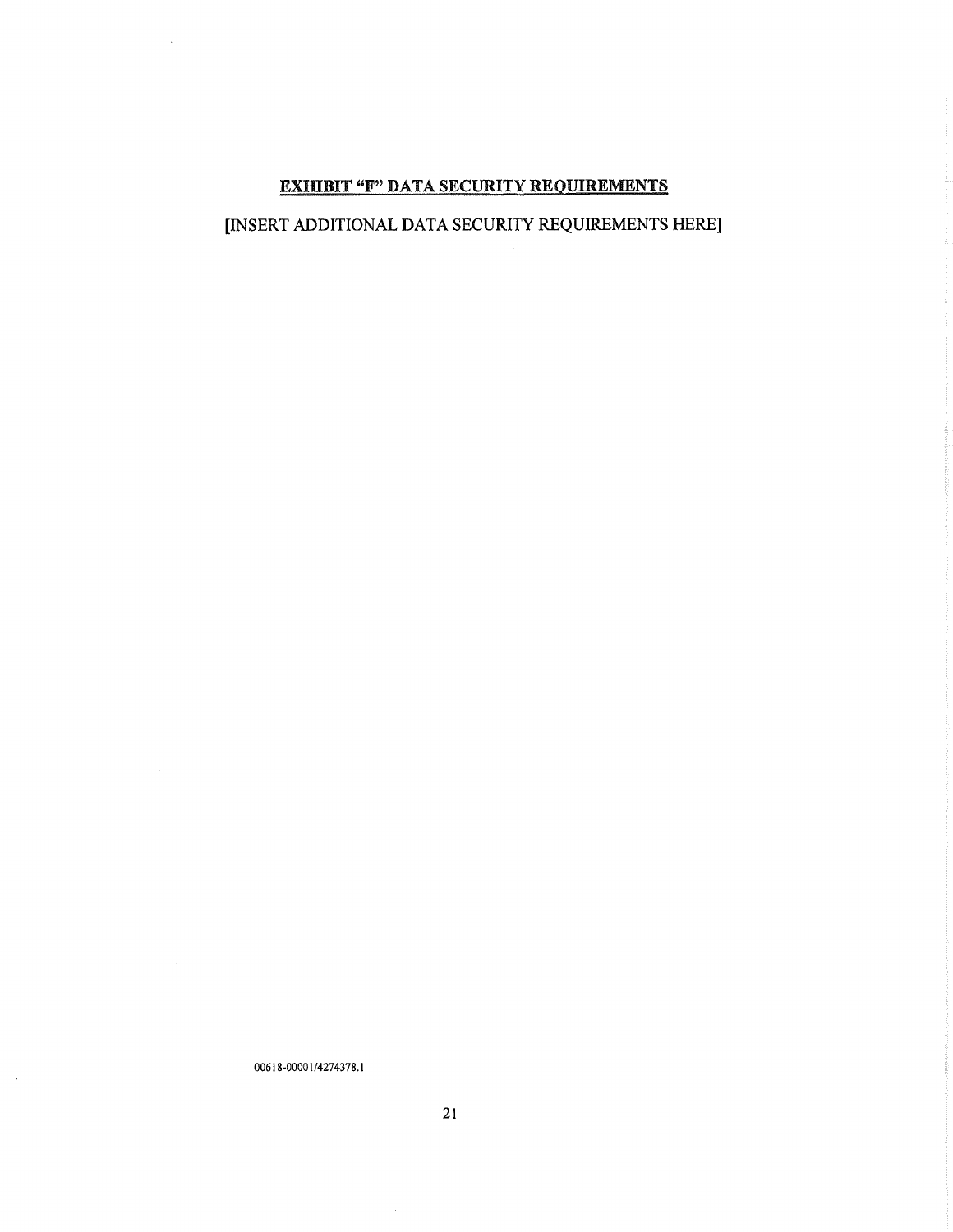# EXHIBIT "F" DATA SECURITY REQUIREMENTS

[INSERT ADDITIONAL DATA SECURITY REQUIREMENTS HERE]

00618-00001/4274378.1